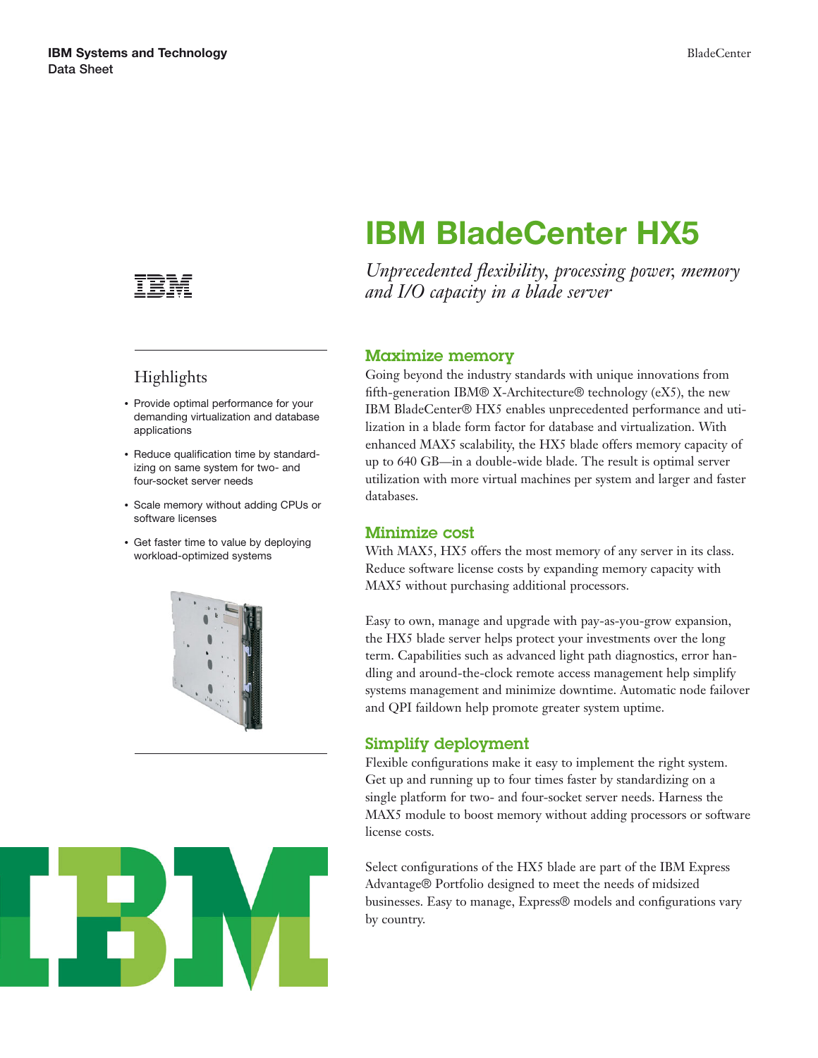IBM Systems and Technology
Data Sheet

# IBM BladeCenter HX5

*Unprecedented flexibility, processing power, memory and I/O capacity in a blade server*

## Highlights

- Provide optimal performance for your demanding virtualization and database applications
- Reduce qualification time by standardizing on same system for two- and four-socket server needs
- Scale memory without adding CPUs or software licenses
- Get faster time to value by deploying workload-optimized systems

## Maximize memory

Going beyond the industry standards with unique innovations from fifth-generation IBM® X-Architecture® technology (eX5), the new IBM BladeCenter® HX5 enables unprecedented performance and utilization in a blade form factor for database and virtualization. With enhanced MAX5 scalability, the HX5 blade offers memory capacity of up to 640 GB—in a double-wide blade. The result is optimal server utilization with more virtual machines per system and larger and faster databases.

## Minimize cost

With MAX5, HX5 offers the most memory of any server in its class. Reduce software license costs by expanding memory capacity with MAX5 without purchasing additional processors.

Easy to own, manage and upgrade with pay-as-you-grow expansion, the HX5 blade server helps protect your investments over the long term. Capabilities such as advanced light path diagnostics, error handling and around-the-clock remote access management help simplify systems management and minimize downtime. Automatic node failover and QPI faildown help promote greater system uptime.

## Simplify deployment

Flexible configurations make it easy to implement the right system. Get up and running up to four times faster by standardizing on a single platform for two- and four-socket server needs. Harness the MAX5 module to boost memory without adding processors or software license costs.

Select configurations of the HX5 blade are part of the IBM Express Advantage® Portfolio designed to meet the needs of midsized businesses. Easy to manage, Express® models and configurations vary by country.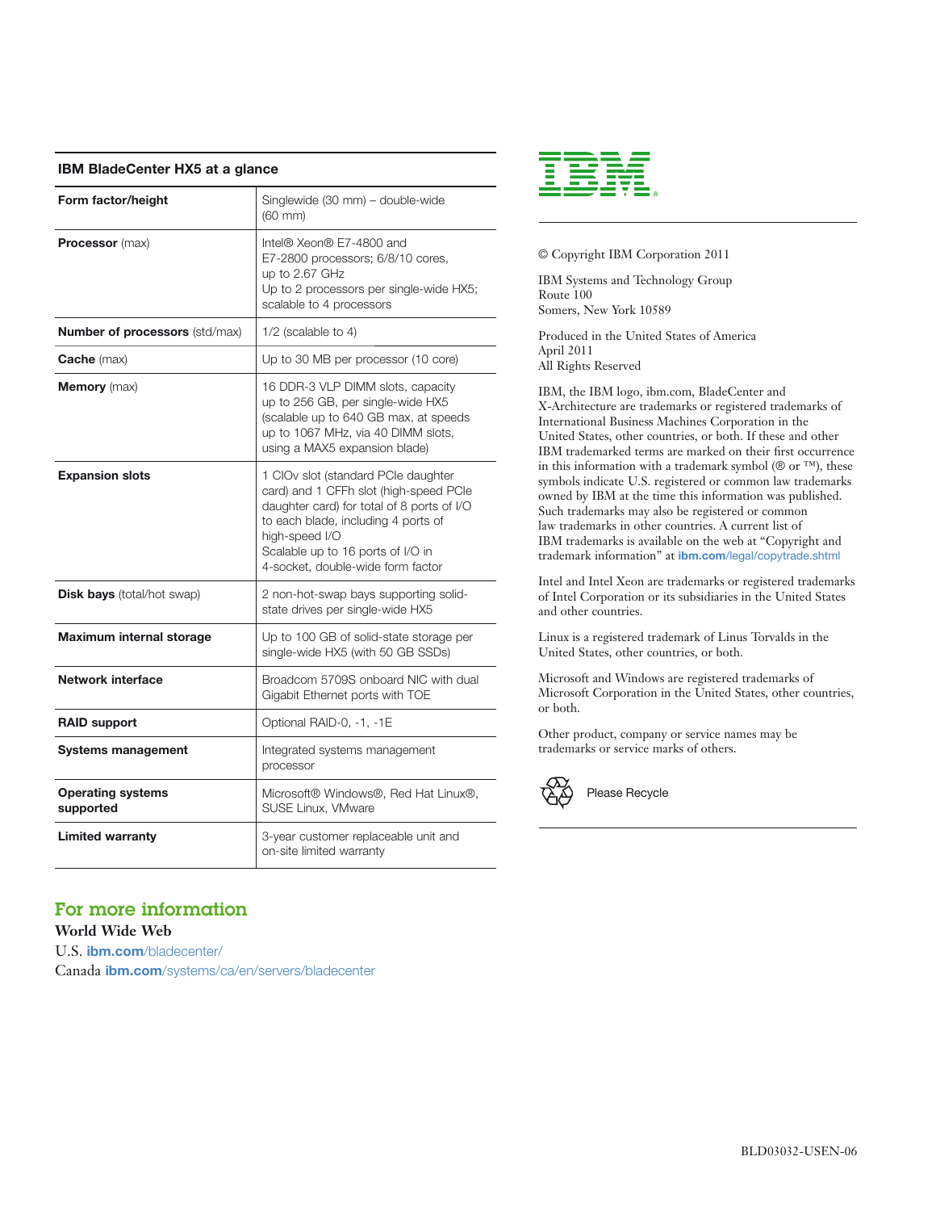**IBM BladeCenter HX5 at a glance**

| | |
|---|---|
| **Form factor/height** | Singlewide (30 mm) – double-wide (60 mm) |
| **Processor** (max) | Intel® Xeon® E7-4800 and E7-2800 processors; 6/8/10 cores, up to 2.67 GHz<br>Up to 2 processors per single-wide HX5; scalable to 4 processors |
| **Number of processors** (std/max) | 1/2 (scalable to 4) |
| **Cache** (max) | Up to 30 MB per processor (10 core) |
| **Memory** (max) | 16 DDR-3 VLP DIMM slots, capacity up to 256 GB, per single-wide HX5 (scalable up to 640 GB max, at speeds up to 1067 MHz, via 40 DIMM slots, using a MAX5 expansion blade) |
| **Expansion slots** | 1 CIOv slot (standard PCIe daughter card) and 1 CFFh slot (high-speed PCIe daughter card) for total of 8 ports of I/O to each blade, including 4 ports of high-speed I/O<br>Scalable up to 16 ports of I/O in 4-socket, double-wide form factor |
| **Disk bays** (total/hot swap) | 2 non-hot-swap bays supporting solid-state drives per single-wide HX5 |
| **Maximum internal storage** | Up to 100 GB of solid-state storage per single-wide HX5 (with 50 GB SSDs) |
| **Network interface** | Broadcom 5709S onboard NIC with dual Gigabit Ethernet ports with TOE |
| **RAID support** | Optional RAID-0, -1, -1E |
| **Systems management** | Integrated systems management processor |
| **Operating systems supported** | Microsoft® Windows®, Red Hat Linux®, SUSE Linux, VMware |
| **Limited warranty** | 3-year customer replaceable unit and on-site limited warranty |

## For more information

**World Wide Web**

U.S. **ibm.com**/bladecenter/

Canada **ibm.com**/systems/ca/en/servers/bladecenter

© Copyright IBM Corporation 2011

IBM Systems and Technology Group
Route 100
Somers, New York 10589

Produced in the United States of America
April 2011
All Rights Reserved

IBM, the IBM logo, ibm.com, BladeCenter and X-Architecture are trademarks or registered trademarks of International Business Machines Corporation in the United States, other countries, or both. If these and other IBM trademarked terms are marked on their first occurrence in this information with a trademark symbol (® or ™), these symbols indicate U.S. registered or common law trademarks owned by IBM at the time this information was published. Such trademarks may also be registered or common law trademarks in other countries. A current list of IBM trademarks is available on the web at "Copyright and trademark information" at **ibm.com**/legal/copytrade.shtml

Intel and Intel Xeon are trademarks or registered trademarks of Intel Corporation or its subsidiaries in the United States and other countries.

Linux is a registered trademark of Linus Torvalds in the United States, other countries, or both.

Microsoft and Windows are registered trademarks of Microsoft Corporation in the United States, other countries, or both.

Other product, company or service names may be trademarks or service marks of others.

Please Recycle

BLD03032-USEN-06